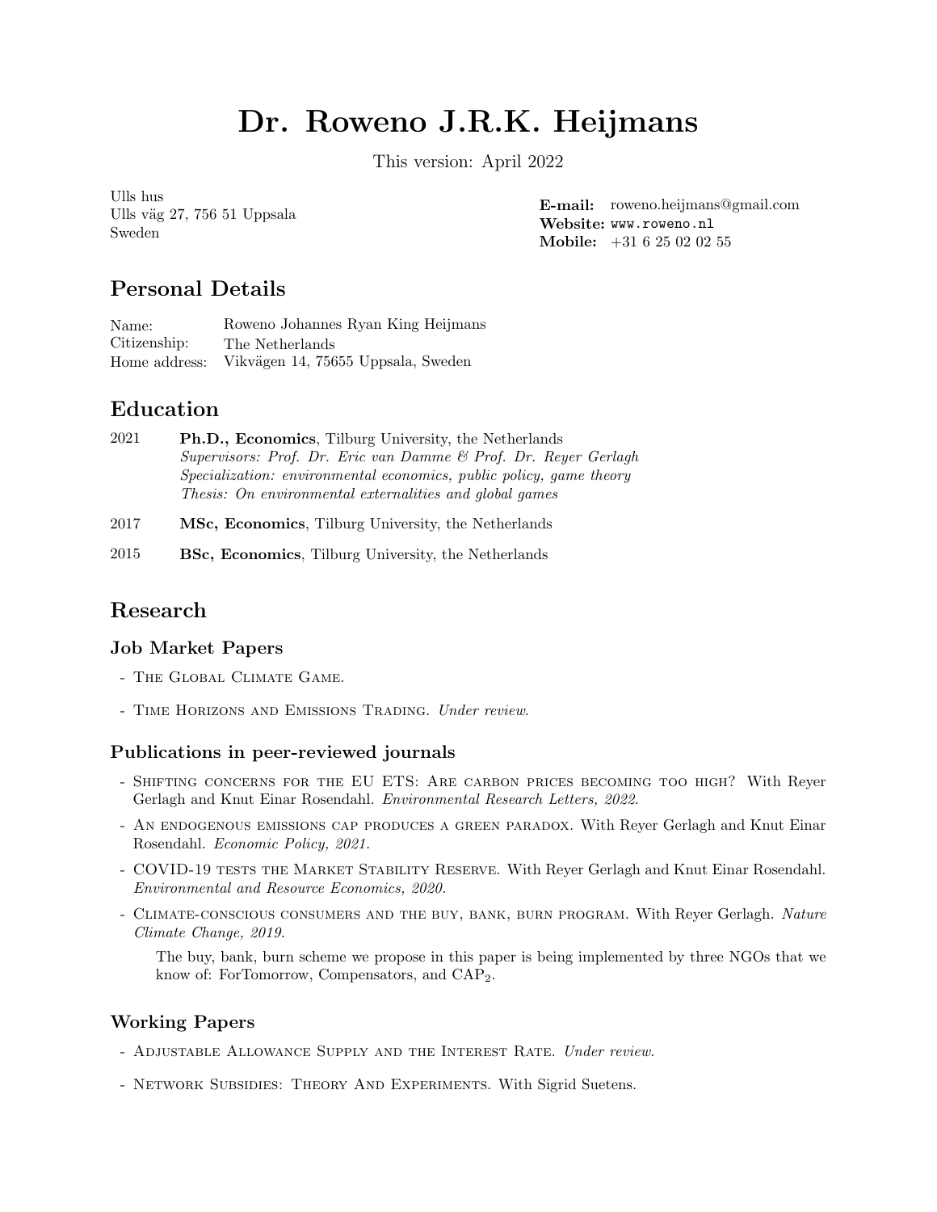# Dr. Roweno J.R.K. Heijmans

This version: April 2022

Ulls hus
Ulls väg 27, 756 51 Uppsala
Sweden

**E-mail:** roweno.heijmans@gmail.com
**Website:** www.roweno.nl
**Mobile:** +31 6 25 02 02 55

## Personal Details

| | |
|---|---|
| Name: | Roweno Johannes Ryan King Heijmans |
| Citizenship: | The Netherlands |
| Home address: | Vikvägen 14, 75655 Uppsala, Sweden |

## Education

2021 **Ph.D., Economics**, Tilburg University, the Netherlands
*Supervisors: Prof. Dr. Eric van Damme & Prof. Dr. Reyer Gerlagh*
*Specialization: environmental economics, public policy, game theory*
*Thesis: On environmental externalities and global games*

2017 **MSc, Economics**, Tilburg University, the Netherlands

2015 **BSc, Economics**, Tilburg University, the Netherlands

## Research

### Job Market Papers

- The Global Climate Game.
- Time Horizons and Emissions Trading. *Under review.*

### Publications in peer-reviewed journals

- Shifting concerns for the EU ETS: Are carbon prices becoming too high? With Reyer Gerlagh and Knut Einar Rosendahl. *Environmental Research Letters, 2022.*
- An endogenous emissions cap produces a green paradox. With Reyer Gerlagh and Knut Einar Rosendahl. *Economic Policy, 2021.*
- COVID-19 tests the Market Stability Reserve. With Reyer Gerlagh and Knut Einar Rosendahl. *Environmental and Resource Economics, 2020.*
- Climate-conscious consumers and the buy, bank, burn program. With Reyer Gerlagh. *Nature Climate Change, 2019.*

  The buy, bank, burn scheme we propose in this paper is being implemented by three NGOs that we know of: ForTomorrow, Compensators, and $CAP_2$.

### Working Papers

- Adjustable Allowance Supply and the Interest Rate. *Under review.*
- Network Subsidies: Theory And Experiments. With Sigrid Suetens.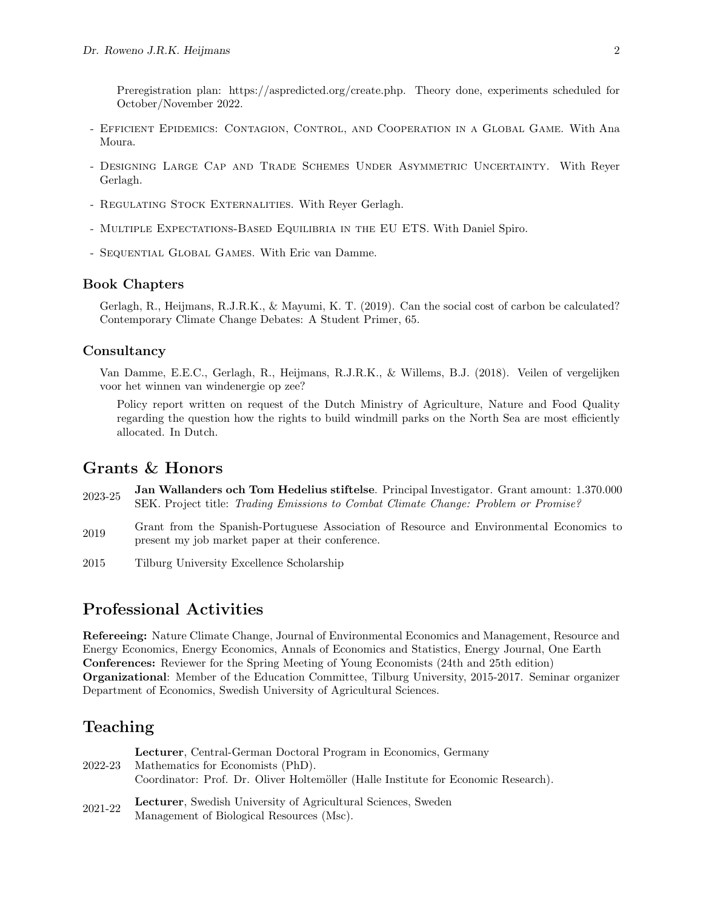Preregistration plan: https://aspredicted.org/create.php. Theory done, experiments scheduled for October/November 2022.

- Efficient Epidemics: Contagion, Control, and Cooperation in a Global Game. With Ana Moura.
- Designing Large Cap and Trade Schemes Under Asymmetric Uncertainty. With Reyer Gerlagh.
- Regulating Stock Externalities. With Reyer Gerlagh.
- Multiple Expectations-Based Equilibria in the EU ETS. With Daniel Spiro.
- Sequential Global Games. With Eric van Damme.

### Book Chapters

Gerlagh, R., Heijmans, R.J.R.K., & Mayumi, K. T. (2019). Can the social cost of carbon be calculated? Contemporary Climate Change Debates: A Student Primer, 65.

### Consultancy

Van Damme, E.E.C., Gerlagh, R., Heijmans, R.J.R.K., & Willems, B.J. (2018). Veilen of vergelijken voor het winnen van windenergie op zee?

Policy report written on request of the Dutch Ministry of Agriculture, Nature and Food Quality regarding the question how the rights to build windmill parks on the North Sea are most efficiently allocated. In Dutch.

## Grants & Honors

2023-25 **Jan Wallanders och Tom Hedelius stiftelse**. Principal Investigator. Grant amount: 1.370.000 SEK. Project title: *Trading Emissions to Combat Climate Change: Problem or Promise?*

2019 Grant from the Spanish-Portuguese Association of Resource and Environmental Economics to present my job market paper at their conference.

2015 Tilburg University Excellence Scholarship

## Professional Activities

**Refereeing:** Nature Climate Change, Journal of Environmental Economics and Management, Resource and Energy Economics, Energy Economics, Annals of Economics and Statistics, Energy Journal, One Earth
**Conferences:** Reviewer for the Spring Meeting of Young Economists (24th and 25th edition)
**Organizational**: Member of the Education Committee, Tilburg University, 2015-2017. Seminar organizer Department of Economics, Swedish University of Agricultural Sciences.

## Teaching

2022-23 **Lecturer**, Central-German Doctoral Program in Economics, Germany
Mathematics for Economists (PhD).
Coordinator: Prof. Dr. Oliver Holtemöller (Halle Institute for Economic Research).

2021-22 **Lecturer**, Swedish University of Agricultural Sciences, Sweden
Management of Biological Resources (Msc).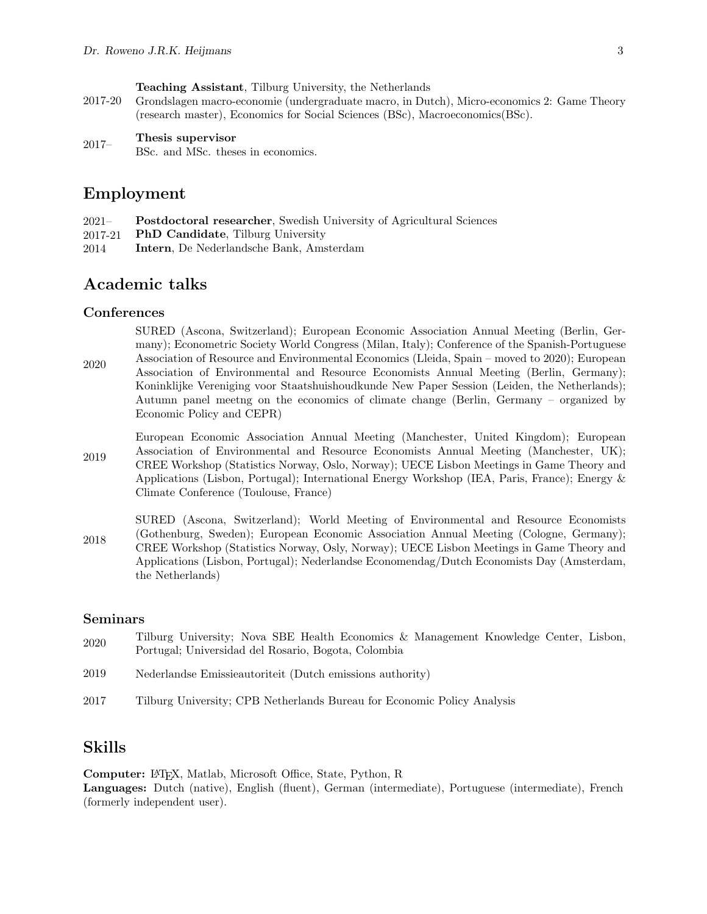**Teaching Assistant**, Tilburg University, the Netherlands

2017-20 Grondslagen macro-economie (undergraduate macro, in Dutch), Micro-economics 2: Game Theory (research master), Economics for Social Sciences (BSc), Macroeconomics(BSc).

2017– **Thesis supervisor**
BSc. and MSc. theses in economics.

## Employment

- 2021– **Postdoctoral researcher**, Swedish University of Agricultural Sciences
- 2017-21 **PhD Candidate**, Tilburg University
- 2014 **Intern**, De Nederlandsche Bank, Amsterdam

## Academic talks

### Conferences

2020 SURED (Ascona, Switzerland); European Economic Association Annual Meeting (Berlin, Germany); Econometric Society World Congress (Milan, Italy); Conference of the Spanish-Portuguese Association of Resource and Environmental Economics (Lleida, Spain – moved to 2020); European Association of Environmental and Resource Economists Annual Meeting (Berlin, Germany); Koninklijke Vereniging voor Staatshuishoudkunde New Paper Session (Leiden, the Netherlands); Autumn panel meetng on the economics of climate change (Berlin, Germany – organized by Economic Policy and CEPR)

2019 European Economic Association Annual Meeting (Manchester, United Kingdom); European Association of Environmental and Resource Economists Annual Meeting (Manchester, UK); CREE Workshop (Statistics Norway, Oslo, Norway); UECE Lisbon Meetings in Game Theory and Applications (Lisbon, Portugal); International Energy Workshop (IEA, Paris, France); Energy & Climate Conference (Toulouse, France)

2018 SURED (Ascona, Switzerland); World Meeting of Environmental and Resource Economists (Gothenburg, Sweden); European Economic Association Annual Meeting (Cologne, Germany); CREE Workshop (Statistics Norway, Osly, Norway); UECE Lisbon Meetings in Game Theory and Applications (Lisbon, Portugal); Nederlandse Economendag/Dutch Economists Day (Amsterdam, the Netherlands)

### Seminars

2020 Tilburg University; Nova SBE Health Economics & Management Knowledge Center, Lisbon, Portugal; Universidad del Rosario, Bogota, Colombia

2019 Nederlandse Emissieautoriteit (Dutch emissions authority)

2017 Tilburg University; CPB Netherlands Bureau for Economic Policy Analysis

## Skills

**Computer:** LaTeX, Matlab, Microsoft Office, State, Python, R
**Languages:** Dutch (native), English (fluent), German (intermediate), Portuguese (intermediate), French (formerly independent user).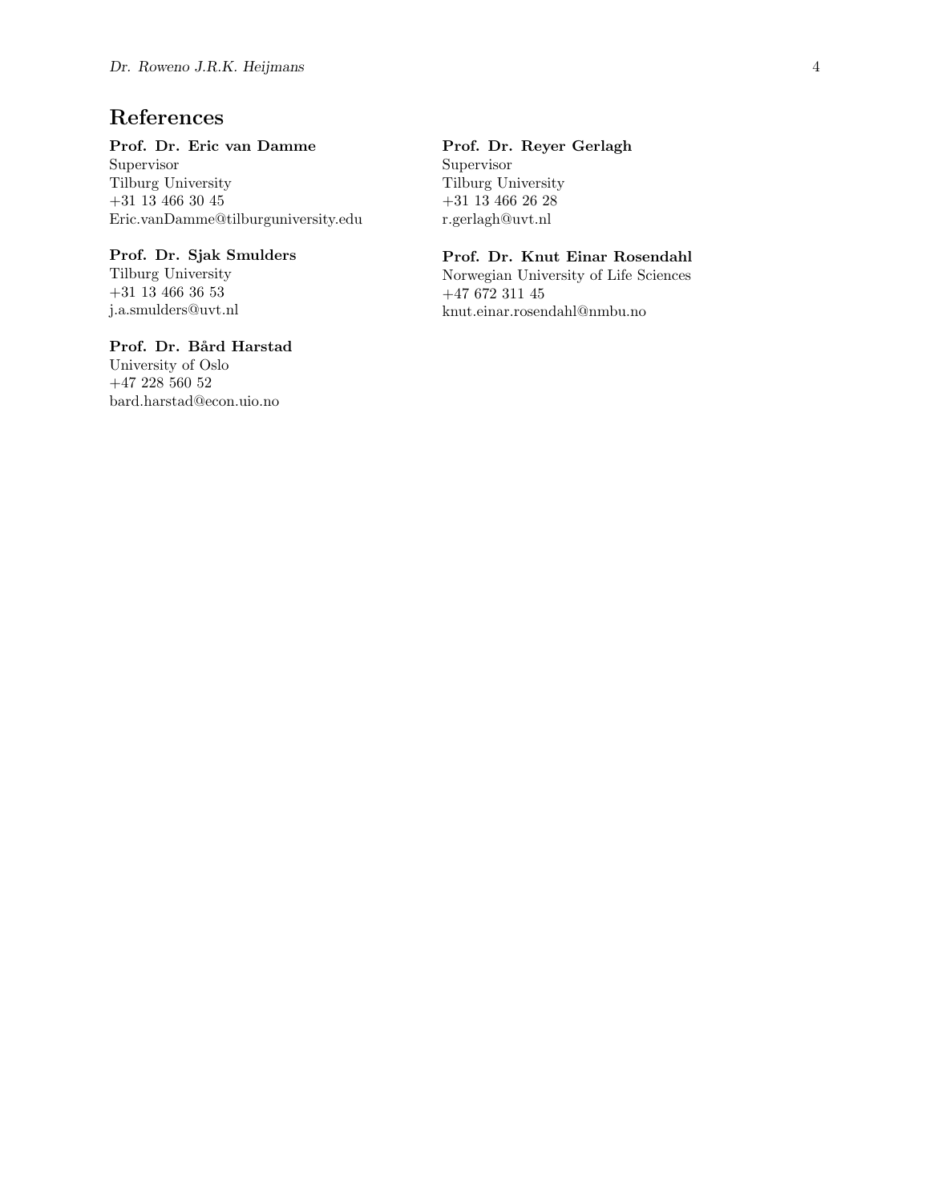## References

**Prof. Dr. Eric van Damme**
Supervisor
Tilburg University
+31 13 466 30 45
Eric.vanDamme@tilburguniversity.edu

**Prof. Dr. Reyer Gerlagh**
Supervisor
Tilburg University
+31 13 466 26 28
r.gerlagh@uvt.nl

**Prof. Dr. Sjak Smulders**
Tilburg University
+31 13 466 36 53
j.a.smulders@uvt.nl

**Prof. Dr. Knut Einar Rosendahl**
Norwegian University of Life Sciences
+47 672 311 45
knut.einar.rosendahl@nmbu.no

**Prof. Dr. Bård Harstad**
University of Oslo
+47 228 560 52
bard.harstad@econ.uio.no